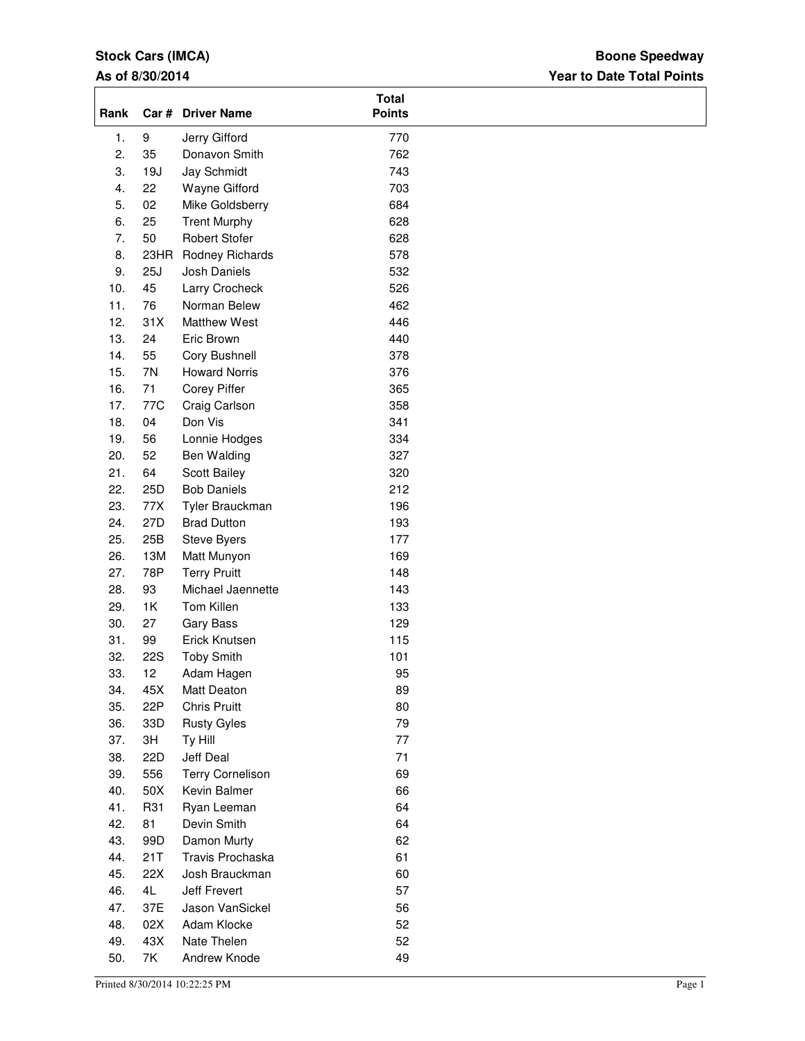**Stock Cars (IMCA)**

**As of 8/30/2014**

**Boone Speedway**

**Year to Date Total Points**

| Rank | Car # | Driver Name | Total Points |
|---|---|---|---|
| 1. | 9 | Jerry Gifford | 770 |
| 2. | 35 | Donavon Smith | 762 |
| 3. | 19J | Jay Schmidt | 743 |
| 4. | 22 | Wayne Gifford | 703 |
| 5. | 02 | Mike Goldsberry | 684 |
| 6. | 25 | Trent Murphy | 628 |
| 7. | 50 | Robert Stofer | 628 |
| 8. | 23HR | Rodney Richards | 578 |
| 9. | 25J | Josh Daniels | 532 |
| 10. | 45 | Larry Crocheck | 526 |
| 11. | 76 | Norman Belew | 462 |
| 12. | 31X | Matthew West | 446 |
| 13. | 24 | Eric Brown | 440 |
| 14. | 55 | Cory Bushnell | 378 |
| 15. | 7N | Howard Norris | 376 |
| 16. | 71 | Corey Piffer | 365 |
| 17. | 77C | Craig Carlson | 358 |
| 18. | 04 | Don Vis | 341 |
| 19. | 56 | Lonnie Hodges | 334 |
| 20. | 52 | Ben Walding | 327 |
| 21. | 64 | Scott Bailey | 320 |
| 22. | 25D | Bob Daniels | 212 |
| 23. | 77X | Tyler Brauckman | 196 |
| 24. | 27D | Brad Dutton | 193 |
| 25. | 25B | Steve Byers | 177 |
| 26. | 13M | Matt Munyon | 169 |
| 27. | 78P | Terry Pruitt | 148 |
| 28. | 93 | Michael Jaennette | 143 |
| 29. | 1K | Tom Killen | 133 |
| 30. | 27 | Gary Bass | 129 |
| 31. | 99 | Erick Knutsen | 115 |
| 32. | 22S | Toby Smith | 101 |
| 33. | 12 | Adam Hagen | 95 |
| 34. | 45X | Matt Deaton | 89 |
| 35. | 22P | Chris Pruitt | 80 |
| 36. | 33D | Rusty Gyles | 79 |
| 37. | 3H | Ty Hill | 77 |
| 38. | 22D | Jeff Deal | 71 |
| 39. | 556 | Terry Cornelison | 69 |
| 40. | 50X | Kevin Balmer | 66 |
| 41. | R31 | Ryan Leeman | 64 |
| 42. | 81 | Devin Smith | 64 |
| 43. | 99D | Damon Murty | 62 |
| 44. | 21T | Travis Prochaska | 61 |
| 45. | 22X | Josh Brauckman | 60 |
| 46. | 4L | Jeff Frevert | 57 |
| 47. | 37E | Jason VanSickel | 56 |
| 48. | 02X | Adam Klocke | 52 |
| 49. | 43X | Nate Thelen | 52 |
| 50. | 7K | Andrew Knode | 49 |

Printed 8/30/2014 10:22:25 PM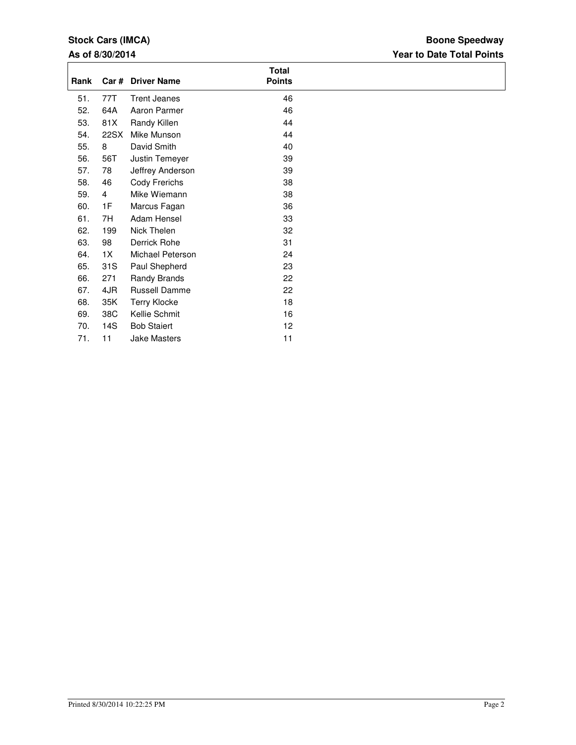**Stock Cars (IMCA)**

**As of 8/30/2014**

**Boone Speedway**

**Year to Date Total Points**

| Rank | Car # | Driver Name | Total Points |
|---|---|---|---|
| 51. | 77T | Trent Jeanes | 46 |
| 52. | 64A | Aaron Parmer | 46 |
| 53. | 81X | Randy Killen | 44 |
| 54. | 22SX | Mike Munson | 44 |
| 55. | 8 | David Smith | 40 |
| 56. | 56T | Justin Temeyer | 39 |
| 57. | 78 | Jeffrey Anderson | 39 |
| 58. | 46 | Cody Frerichs | 38 |
| 59. | 4 | Mike Wiemann | 38 |
| 60. | 1F | Marcus Fagan | 36 |
| 61. | 7H | Adam Hensel | 33 |
| 62. | 199 | Nick Thelen | 32 |
| 63. | 98 | Derrick Rohe | 31 |
| 64. | 1X | Michael Peterson | 24 |
| 65. | 31S | Paul Shepherd | 23 |
| 66. | 271 | Randy Brands | 22 |
| 67. | 4JR | Russell Damme | 22 |
| 68. | 35K | Terry Klocke | 18 |
| 69. | 38C | Kellie Schmit | 16 |
| 70. | 14S | Bob Staiert | 12 |
| 71. | 11 | Jake Masters | 11 |

Printed 8/30/2014 10:22:25 PM